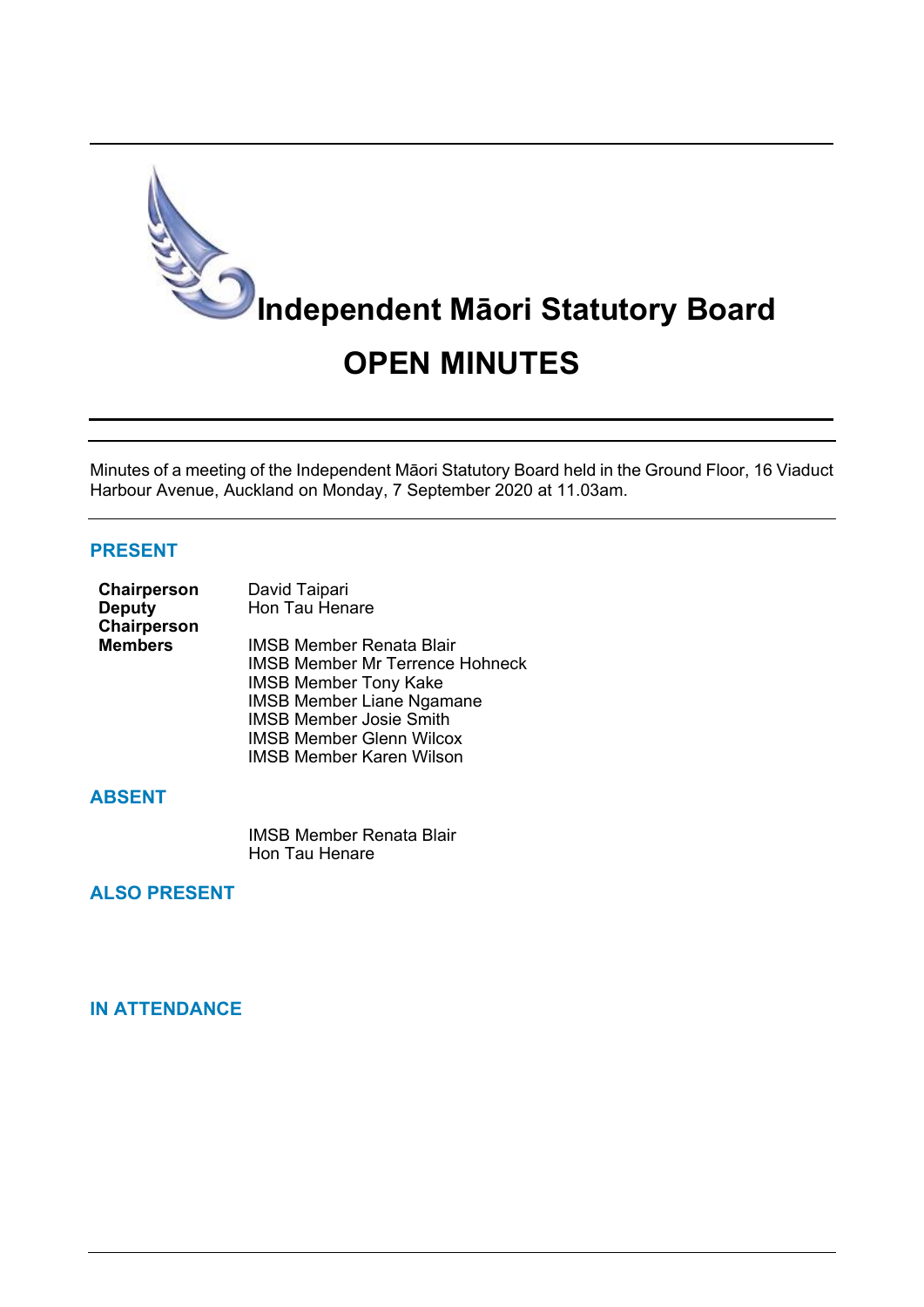# Independent Māori Statutory Board

# OPEN MINUTES

Minutes of a meeting of the Independent Māori Statutory Board held in the Ground Floor, 16 Viaduct Harbour Avenue, Auckland on Monday, 7 September 2020 at 11.03am.

## PRESENT

| | |
|---|---|
| **Chairperson** | David Taipari |
| **Deputy Chairperson** | Hon Tau Henare |
| **Members** | IMSB Member Renata Blair |
| | IMSB Member Mr Terrence Hohneck |
| | IMSB Member Tony Kake |
| | IMSB Member Liane Ngamane |
| | IMSB Member Josie Smith |
| | IMSB Member Glenn Wilcox |
| | IMSB Member Karen Wilson |

## ABSENT

IMSB Member Renata Blair
Hon Tau Henare

## ALSO PRESENT

## IN ATTENDANCE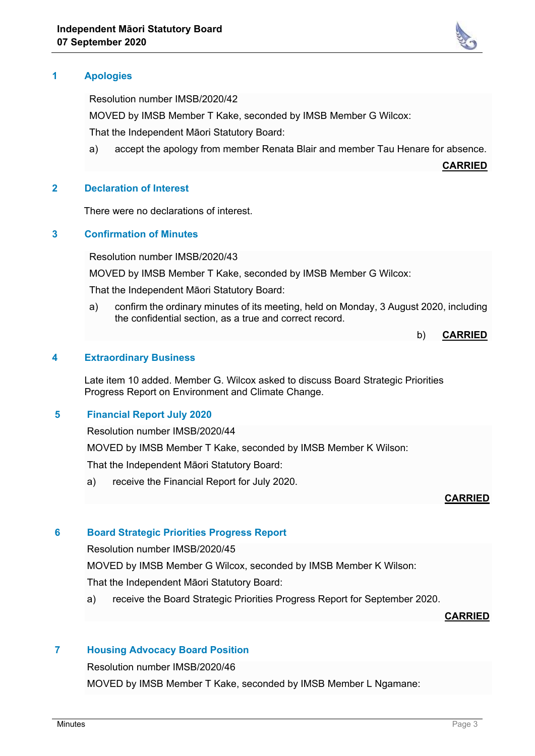## 1 Apologies

Resolution number IMSB/2020/42

MOVED by IMSB Member T Kake, seconded by IMSB Member G Wilcox:

That the Independent Māori Statutory Board:

a) accept the apology from member Renata Blair and member Tau Henare for absence.

**CARRIED**

## 2 Declaration of Interest

There were no declarations of interest.

## 3 Confirmation of Minutes

Resolution number IMSB/2020/43

MOVED by IMSB Member T Kake, seconded by IMSB Member G Wilcox:

That the Independent Māori Statutory Board:

a) confirm the ordinary minutes of its meeting, held on Monday, 3 August 2020, including the confidential section, as a true and correct record.

b) **CARRIED**

## 4 Extraordinary Business

Late item 10 added. Member G. Wilcox asked to discuss Board Strategic Priorities Progress Report on Environment and Climate Change.

## 5 Financial Report July 2020

Resolution number IMSB/2020/44

MOVED by IMSB Member T Kake, seconded by IMSB Member K Wilson:

That the Independent Māori Statutory Board:

a) receive the Financial Report for July 2020.

**CARRIED**

## 6 Board Strategic Priorities Progress Report

Resolution number IMSB/2020/45

MOVED by IMSB Member G Wilcox, seconded by IMSB Member K Wilson:

That the Independent Māori Statutory Board:

a) receive the Board Strategic Priorities Progress Report for September 2020.

**CARRIED**

## 7 Housing Advocacy Board Position

Resolution number IMSB/2020/46

MOVED by IMSB Member T Kake, seconded by IMSB Member L Ngamane: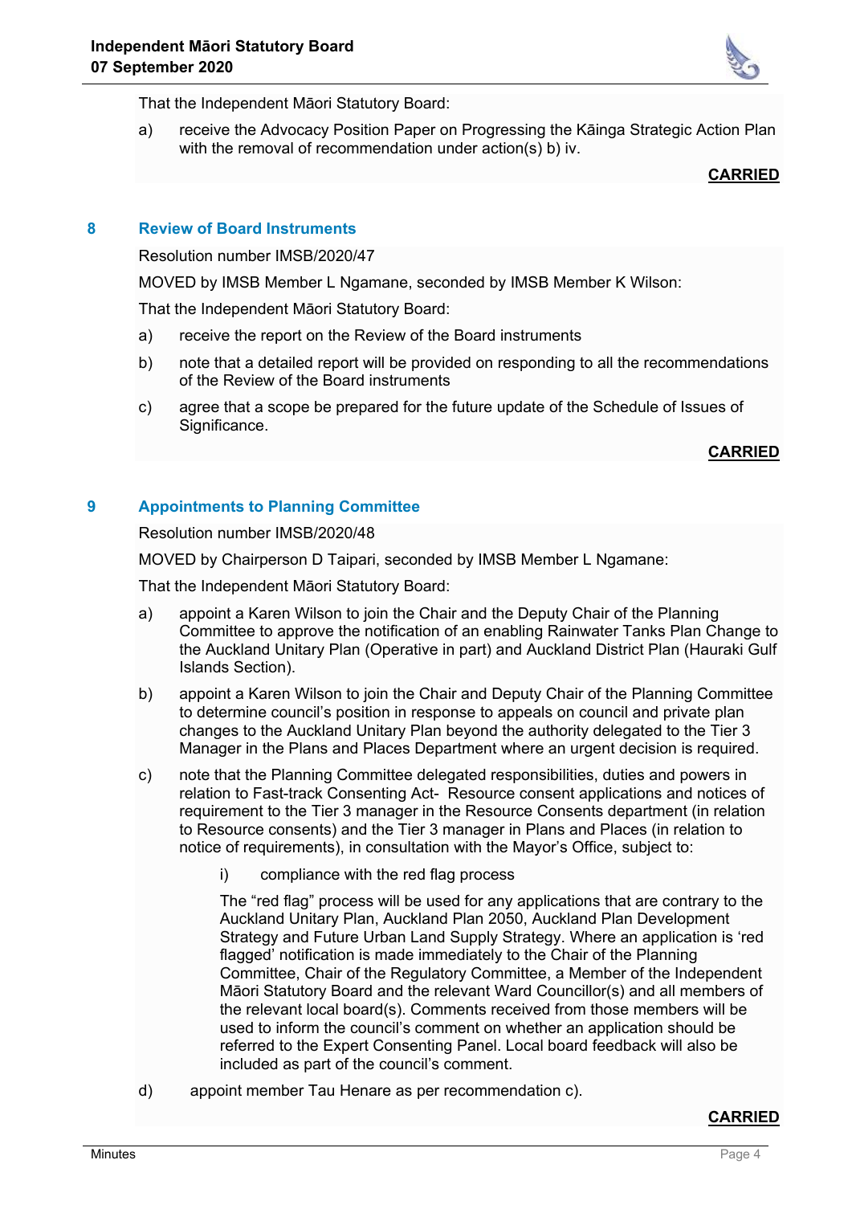That the Independent Māori Statutory Board:

a) receive the Advocacy Position Paper on Progressing the Kāinga Strategic Action Plan with the removal of recommendation under action(s) b) iv.

**CARRIED**

## 8 Review of Board Instruments

Resolution number IMSB/2020/47

MOVED by IMSB Member L Ngamane, seconded by IMSB Member K Wilson:

That the Independent Māori Statutory Board:

a) receive the report on the Review of the Board instruments

b) note that a detailed report will be provided on responding to all the recommendations of the Review of the Board instruments

c) agree that a scope be prepared for the future update of the Schedule of Issues of Significance.

**CARRIED**

## 9 Appointments to Planning Committee

Resolution number IMSB/2020/48

MOVED by Chairperson D Taipari, seconded by IMSB Member L Ngamane:

That the Independent Māori Statutory Board:

a) appoint a Karen Wilson to join the Chair and the Deputy Chair of the Planning Committee to approve the notification of an enabling Rainwater Tanks Plan Change to the Auckland Unitary Plan (Operative in part) and Auckland District Plan (Hauraki Gulf Islands Section).

b) appoint a Karen Wilson to join the Chair and Deputy Chair of the Planning Committee to determine council's position in response to appeals on council and private plan changes to the Auckland Unitary Plan beyond the authority delegated to the Tier 3 Manager in the Plans and Places Department where an urgent decision is required.

c) note that the Planning Committee delegated responsibilities, duties and powers in relation to Fast-track Consenting Act- Resource consent applications and notices of requirement to the Tier 3 manager in the Resource Consents department (in relation to Resource consents) and the Tier 3 manager in Plans and Places (in relation to notice of requirements), in consultation with the Mayor's Office, subject to:

   i) compliance with the red flag process

   The "red flag" process will be used for any applications that are contrary to the Auckland Unitary Plan, Auckland Plan 2050, Auckland Plan Development Strategy and Future Urban Land Supply Strategy. Where an application is 'red flagged' notification is made immediately to the Chair of the Planning Committee, Chair of the Regulatory Committee, a Member of the Independent Māori Statutory Board and the relevant Ward Councillor(s) and all members of the relevant local board(s). Comments received from those members will be used to inform the council's comment on whether an application should be referred to the Expert Consenting Panel. Local board feedback will also be included as part of the council's comment.

d) appoint member Tau Henare as per recommendation c).

**CARRIED**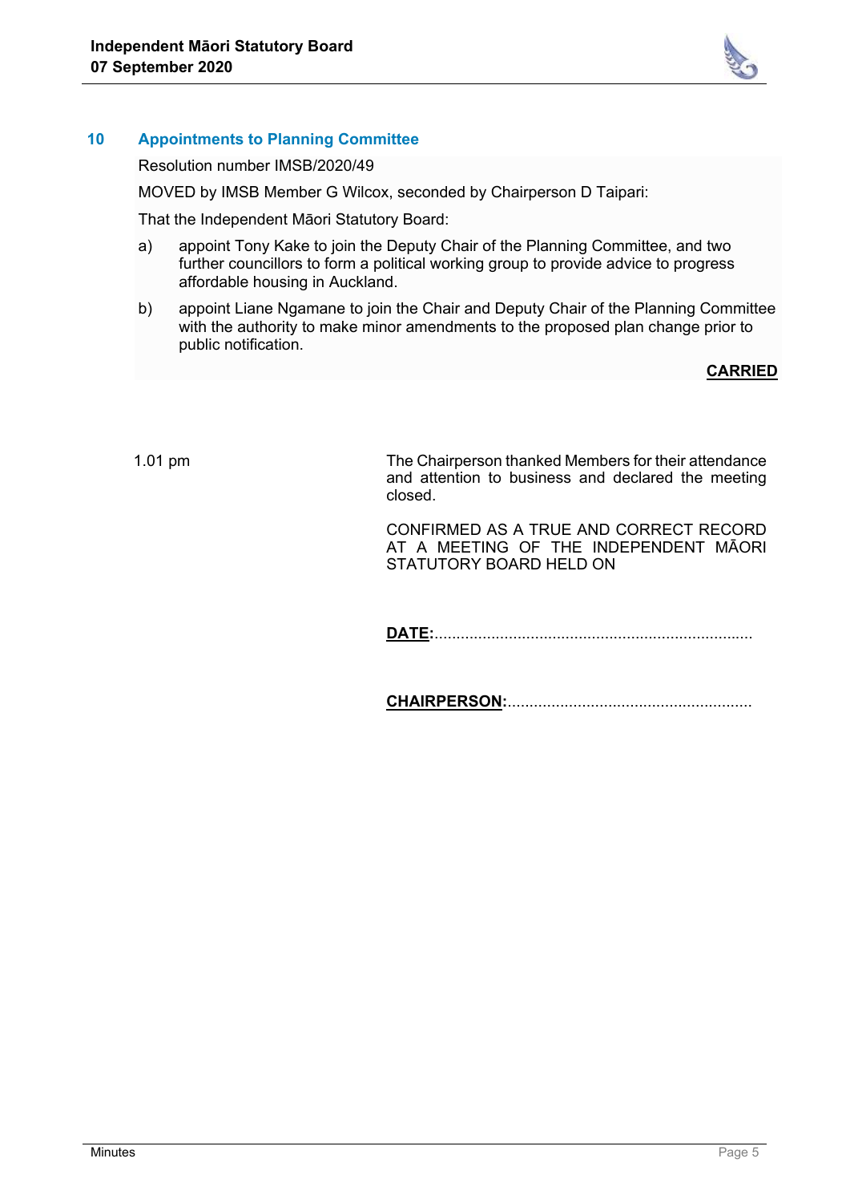## 10 Appointments to Planning Committee

Resolution number IMSB/2020/49

MOVED by IMSB Member G Wilcox, seconded by Chairperson D Taipari:

That the Independent Māori Statutory Board:

a) appoint Tony Kake to join the Deputy Chair of the Planning Committee, and two further councillors to form a political working group to provide advice to progress affordable housing in Auckland.

b) appoint Liane Ngamane to join the Chair and Deputy Chair of the Planning Committee with the authority to make minor amendments to the proposed plan change prior to public notification.

**CARRIED**

1.01 pm

The Chairperson thanked Members for their attendance and attention to business and declared the meeting closed.

CONFIRMED AS A TRUE AND CORRECT RECORD AT A MEETING OF THE INDEPENDENT MĀORI STATUTORY BOARD HELD ON

**DATE:**.........................................................................

**CHAIRPERSON:**........................................................